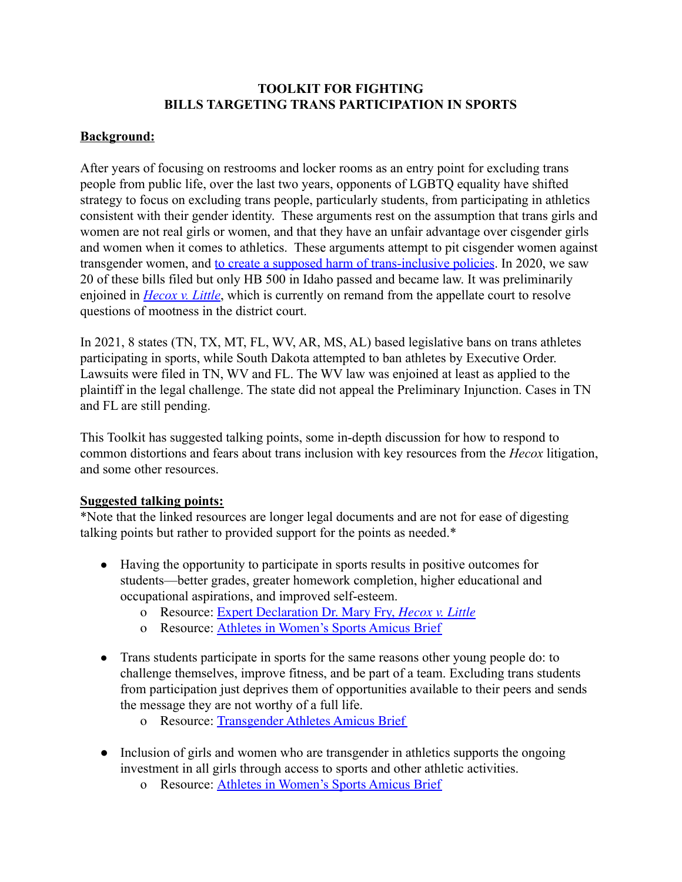# TOOLKIT FOR FIGHTING BILLS TARGETING TRANS PARTICIPATION IN SPORTS

## Background:

After years of focusing on restrooms and locker rooms as an entry point for excluding trans people from public life, over the last two years, opponents of LGBTQ equality have shifted strategy to focus on excluding trans people, particularly students, from participating in athletics consistent with their gender identity. These arguments rest on the assumption that trans girls and women are not real girls or women, and that they have an unfair advantage over cisgender girls and women when it comes to athletics. These arguments attempt to pit cisgender women against transgender women, and to create a supposed harm of trans-inclusive policies. In 2020, we saw 20 of these bills filed but only HB 500 in Idaho passed and became law. It was preliminarily enjoined in *Hecox v. Little*, which is currently on remand from the appellate court to resolve questions of mootness in the district court.

In 2021, 8 states (TN, TX, MT, FL, WV, AR, MS, AL) based legislative bans on trans athletes participating in sports, while South Dakota attempted to ban athletes by Executive Order. Lawsuits were filed in TN, WV and FL. The WV law was enjoined at least as applied to the plaintiff in the legal challenge. The state did not appeal the Preliminary Injunction. Cases in TN and FL are still pending.

This Toolkit has suggested talking points, some in-depth discussion for how to respond to common distortions and fears about trans inclusion with key resources from the *Hecox* litigation, and some other resources.

## Suggested talking points:

*Note that the linked resources are longer legal documents and are not for ease of digesting talking points but rather to provided support for the points as needed.*

- Having the opportunity to participate in sports results in positive outcomes for students—better grades, greater homework completion, higher educational and occupational aspirations, and improved self-esteem.
  - Resource: Expert Declaration Dr. Mary Fry, *Hecox v. Little*
  - Resource: Athletes in Women's Sports Amicus Brief
- Trans students participate in sports for the same reasons other young people do: to challenge themselves, improve fitness, and be part of a team. Excluding trans students from participation just deprives them of opportunities available to their peers and sends the message they are not worthy of a full life.
  - Resource: Transgender Athletes Amicus Brief
- Inclusion of girls and women who are transgender in athletics supports the ongoing investment in all girls through access to sports and other athletic activities.
  - Resource: Athletes in Women's Sports Amicus Brief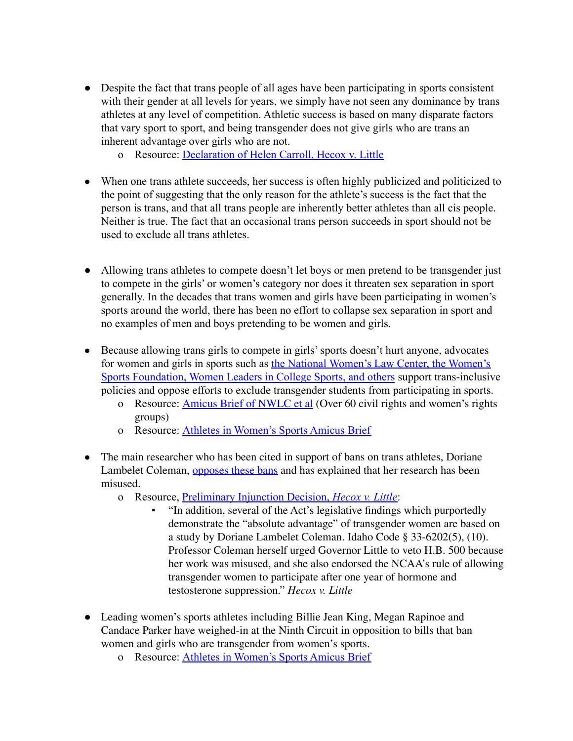- Despite the fact that trans people of all ages have been participating in sports consistent with their gender at all levels for years, we simply have not seen any dominance by trans athletes at any level of competition. Athletic success is based on many disparate factors that vary sport to sport, and being transgender does not give girls who are trans an inherent advantage over girls who are not.
    - Resource: Declaration of Helen Carroll, Hecox v. Little

- When one trans athlete succeeds, her success is often highly publicized and politicized to the point of suggesting that the only reason for the athlete's success is the fact that the person is trans, and that all trans people are inherently better athletes than all cis people. Neither is true. The fact that an occasional trans person succeeds in sport should not be used to exclude all trans athletes.

- Allowing trans athletes to compete doesn't let boys or men pretend to be transgender just to compete in the girls' or women's category nor does it threaten sex separation in sport generally. In the decades that trans women and girls have been participating in women's sports around the world, there has been no effort to collapse sex separation in sport and no examples of men and boys pretending to be women and girls.

- Because allowing trans girls to compete in girls' sports doesn't hurt anyone, advocates for women and girls in sports such as the National Women's Law Center, the Women's Sports Foundation, Women Leaders in College Sports, and others support trans-inclusive policies and oppose efforts to exclude transgender students from participating in sports.
    - Resource: Amicus Brief of NWLC et al (Over 60 civil rights and women's rights groups)
    - Resource: Athletes in Women's Sports Amicus Brief

- The main researcher who has been cited in support of bans on trans athletes, Doriane Lambelet Coleman, opposes these bans and has explained that her research has been misused.
    - Resource, Preliminary Injunction Decision, *Hecox v. Little*:
        - "In addition, several of the Act's legislative findings which purportedly demonstrate the "absolute advantage" of transgender women are based on a study by Doriane Lambelet Coleman. Idaho Code § 33-6202(5), (10). Professor Coleman herself urged Governor Little to veto H.B. 500 because her work was misused, and she also endorsed the NCAA's rule of allowing transgender women to participate after one year of hormone and testosterone suppression." *Hecox v. Little*

- Leading women's sports athletes including Billie Jean King, Megan Rapinoe and Candace Parker have weighed-in at the Ninth Circuit in opposition to bills that ban women and girls who are transgender from women's sports.
    - Resource: Athletes in Women's Sports Amicus Brief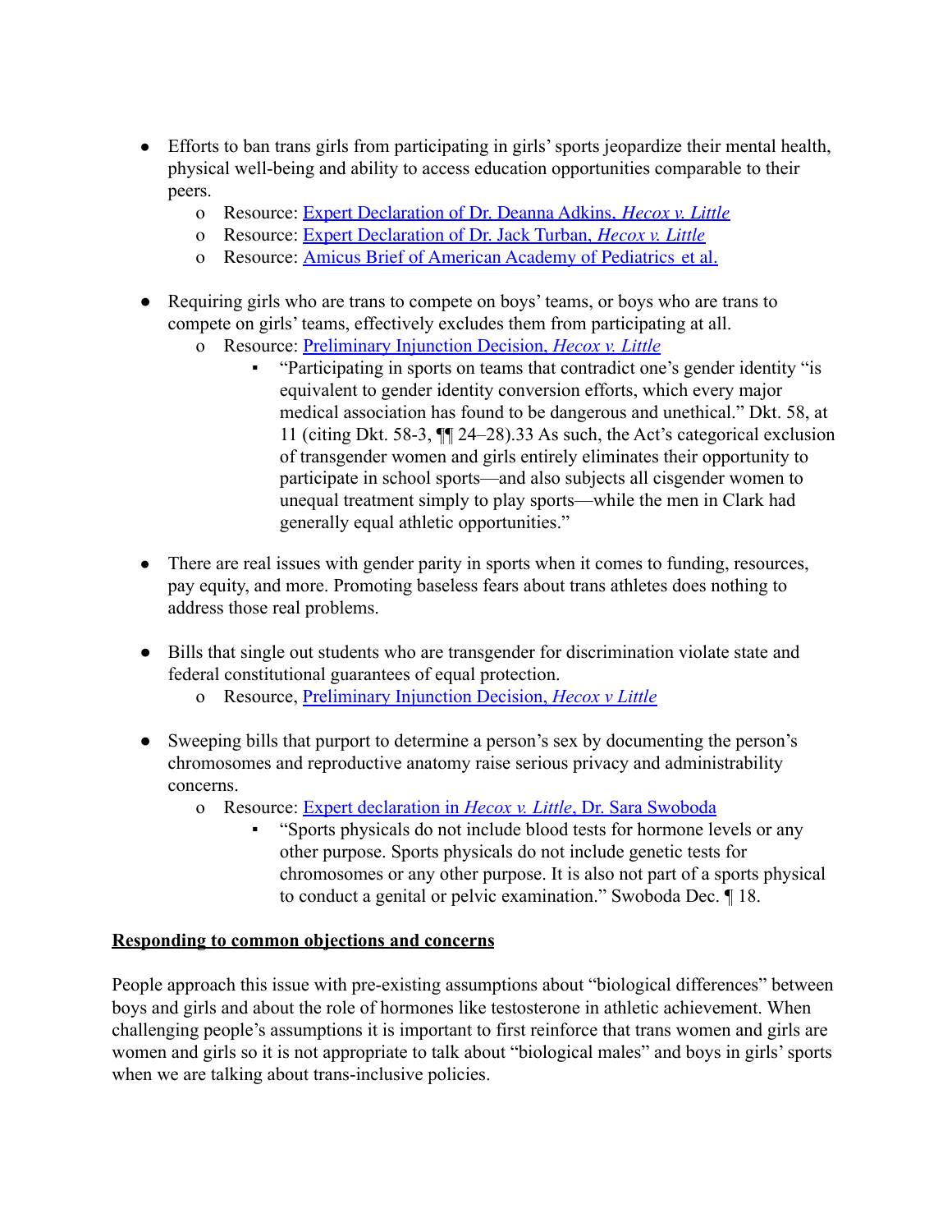- Efforts to ban trans girls from participating in girls' sports jeopardize their mental health, physical well-being and ability to access education opportunities comparable to their peers.
  - Resource: [Expert Declaration of Dr. Deanna Adkins, *Hecox v. Little*]
  - Resource: [Expert Declaration of Dr. Jack Turban, *Hecox v. Little*]
  - Resource: [Amicus Brief of American Academy of Pediatrics et al.]

- Requiring girls who are trans to compete on boys' teams, or boys who are trans to compete on girls' teams, effectively excludes them from participating at all.
  - Resource: [Preliminary Injunction Decision, *Hecox v. Little*]
    - "Participating in sports on teams that contradict one's gender identity "is equivalent to gender identity conversion efforts, which every major medical association has found to be dangerous and unethical." Dkt. 58, at 11 (citing Dkt. 58-3, ¶¶ 24–28).33 As such, the Act's categorical exclusion of transgender women and girls entirely eliminates their opportunity to participate in school sports—and also subjects all cisgender women to unequal treatment simply to play sports—while the men in Clark had generally equal athletic opportunities."

- There are real issues with gender parity in sports when it comes to funding, resources, pay equity, and more. Promoting baseless fears about trans athletes does nothing to address those real problems.

- Bills that single out students who are transgender for discrimination violate state and federal constitutional guarantees of equal protection.
  - Resource, [Preliminary Injunction Decision, *Hecox v Little*]

- Sweeping bills that purport to determine a person's sex by documenting the person's chromosomes and reproductive anatomy raise serious privacy and administrability concerns.
  - Resource: [Expert declaration in *Hecox v. Little*, Dr. Sara Swoboda]
    - "Sports physicals do not include blood tests for hormone levels or any other purpose. Sports physicals do not include genetic tests for chromosomes or any other purpose. It is also not part of a sports physical to conduct a genital or pelvic examination." Swoboda Dec. ¶ 18.

**Responding to common objections and concerns**

People approach this issue with pre-existing assumptions about "biological differences" between boys and girls and about the role of hormones like testosterone in athletic achievement. When challenging people's assumptions it is important to first reinforce that trans women and girls are women and girls so it is not appropriate to talk about "biological males" and boys in girls' sports when we are talking about trans-inclusive policies.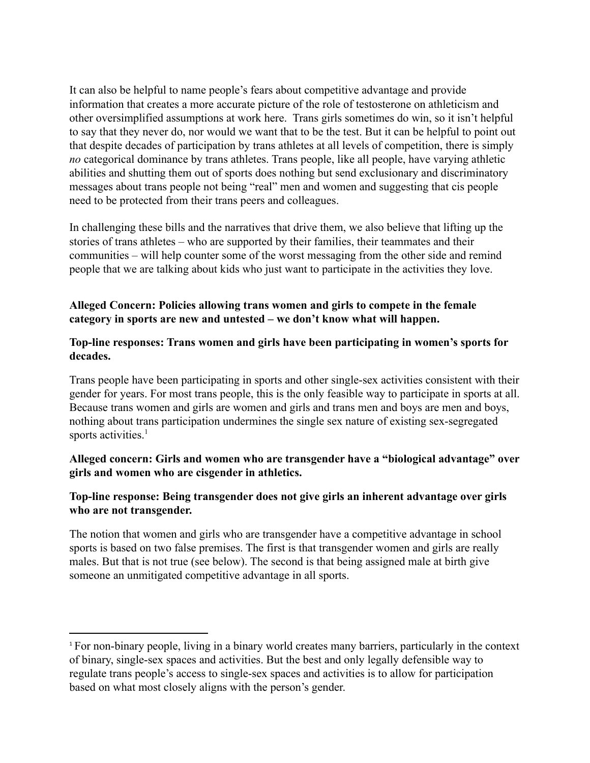It can also be helpful to name people's fears about competitive advantage and provide information that creates a more accurate picture of the role of testosterone on athleticism and other oversimplified assumptions at work here. Trans girls sometimes do win, so it isn't helpful to say that they never do, nor would we want that to be the test. But it can be helpful to point out that despite decades of participation by trans athletes at all levels of competition, there is simply *no* categorical dominance by trans athletes. Trans people, like all people, have varying athletic abilities and shutting them out of sports does nothing but send exclusionary and discriminatory messages about trans people not being "real" men and women and suggesting that cis people need to be protected from their trans peers and colleagues.

In challenging these bills and the narratives that drive them, we also believe that lifting up the stories of trans athletes – who are supported by their families, their teammates and their communities – will help counter some of the worst messaging from the other side and remind people that we are talking about kids who just want to participate in the activities they love.

**Alleged Concern: Policies allowing trans women and girls to compete in the female category in sports are new and untested – we don't know what will happen.**

**Top-line responses: Trans women and girls have been participating in women's sports for decades.**

Trans people have been participating in sports and other single-sex activities consistent with their gender for years. For most trans people, this is the only feasible way to participate in sports at all. Because trans women and girls are women and girls and trans men and boys are men and boys, nothing about trans participation undermines the single sex nature of existing sex-segregated sports activities.[1]

**Alleged concern: Girls and women who are transgender have a "biological advantage" over girls and women who are cisgender in athletics.**

**Top-line response: Being transgender does not give girls an inherent advantage over girls who are not transgender.**

The notion that women and girls who are transgender have a competitive advantage in school sports is based on two false premises. The first is that transgender women and girls are really males. But that is not true (see below). The second is that being assigned male at birth give someone an unmitigated competitive advantage in all sports.

---

[1] For non-binary people, living in a binary world creates many barriers, particularly in the context of binary, single-sex spaces and activities. But the best and only legally defensible way to regulate trans people's access to single-sex spaces and activities is to allow for participation based on what most closely aligns with the person's gender.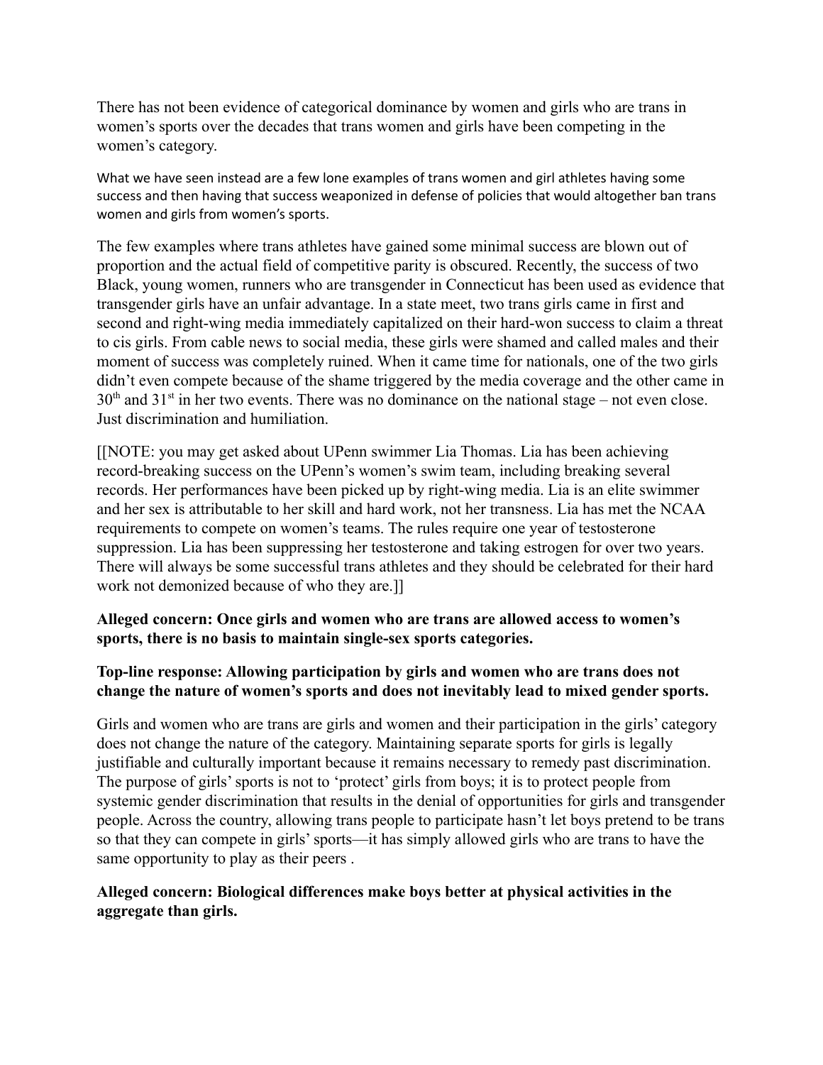There has not been evidence of categorical dominance by women and girls who are trans in women's sports over the decades that trans women and girls have been competing in the women's category.

What we have seen instead are a few lone examples of trans women and girl athletes having some success and then having that success weaponized in defense of policies that would altogether ban trans women and girls from women's sports.

The few examples where trans athletes have gained some minimal success are blown out of proportion and the actual field of competitive parity is obscured. Recently, the success of two Black, young women, runners who are transgender in Connecticut has been used as evidence that transgender girls have an unfair advantage. In a state meet, two trans girls came in first and second and right-wing media immediately capitalized on their hard-won success to claim a threat to cis girls. From cable news to social media, these girls were shamed and called males and their moment of success was completely ruined. When it came time for nationals, one of the two girls didn't even compete because of the shame triggered by the media coverage and the other came in 30th and 31st in her two events. There was no dominance on the national stage – not even close. Just discrimination and humiliation.

[[NOTE: you may get asked about UPenn swimmer Lia Thomas. Lia has been achieving record-breaking success on the UPenn's women's swim team, including breaking several records. Her performances have been picked up by right-wing media. Lia is an elite swimmer and her sex is attributable to her skill and hard work, not her transness. Lia has met the NCAA requirements to compete on women's teams. The rules require one year of testosterone suppression. Lia has been suppressing her testosterone and taking estrogen for over two years. There will always be some successful trans athletes and they should be celebrated for their hard work not demonized because of who they are.]]

**Alleged concern: Once girls and women who are trans are allowed access to women's sports, there is no basis to maintain single-sex sports categories.**

**Top-line response: Allowing participation by girls and women who are trans does not change the nature of women's sports and does not inevitably lead to mixed gender sports.**

Girls and women who are trans are girls and women and their participation in the girls' category does not change the nature of the category. Maintaining separate sports for girls is legally justifiable and culturally important because it remains necessary to remedy past discrimination. The purpose of girls' sports is not to 'protect' girls from boys; it is to protect people from systemic gender discrimination that results in the denial of opportunities for girls and transgender people. Across the country, allowing trans people to participate hasn't let boys pretend to be trans so that they can compete in girls' sports—it has simply allowed girls who are trans to have the same opportunity to play as their peers .

**Alleged concern: Biological differences make boys better at physical activities in the aggregate than girls.**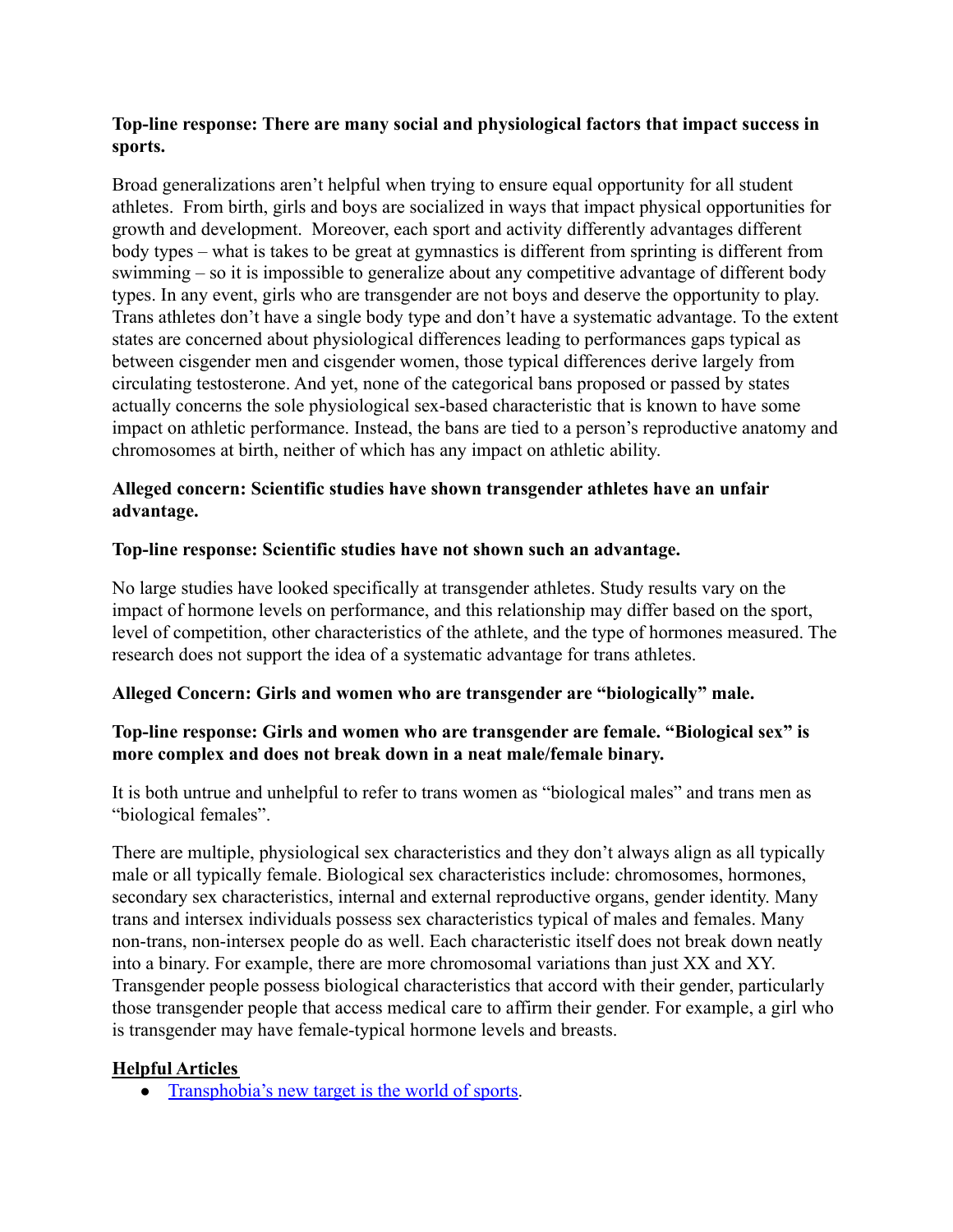**Top-line response: There are many social and physiological factors that impact success in sports.**

Broad generalizations aren't helpful when trying to ensure equal opportunity for all student athletes. From birth, girls and boys are socialized in ways that impact physical opportunities for growth and development. Moreover, each sport and activity differently advantages different body types – what is takes to be great at gymnastics is different from sprinting is different from swimming – so it is impossible to generalize about any competitive advantage of different body types. In any event, girls who are transgender are not boys and deserve the opportunity to play. Trans athletes don't have a single body type and don't have a systematic advantage. To the extent states are concerned about physiological differences leading to performances gaps typical as between cisgender men and cisgender women, those typical differences derive largely from circulating testosterone. And yet, none of the categorical bans proposed or passed by states actually concerns the sole physiological sex-based characteristic that is known to have some impact on athletic performance. Instead, the bans are tied to a person's reproductive anatomy and chromosomes at birth, neither of which has any impact on athletic ability.

**Alleged concern: Scientific studies have shown transgender athletes have an unfair advantage.**

**Top-line response: Scientific studies have not shown such an advantage.**

No large studies have looked specifically at transgender athletes. Study results vary on the impact of hormone levels on performance, and this relationship may differ based on the sport, level of competition, other characteristics of the athlete, and the type of hormones measured. The research does not support the idea of a systematic advantage for trans athletes.

**Alleged Concern: Girls and women who are transgender are "biologically" male.**

**Top-line response: Girls and women who are transgender are female. "Biological sex" is more complex and does not break down in a neat male/female binary.**

It is both untrue and unhelpful to refer to trans women as "biological males" and trans men as "biological females".

There are multiple, physiological sex characteristics and they don't always align as all typically male or all typically female. Biological sex characteristics include: chromosomes, hormones, secondary sex characteristics, internal and external reproductive organs, gender identity. Many trans and intersex individuals possess sex characteristics typical of males and females. Many non-trans, non-intersex people do as well. Each characteristic itself does not break down neatly into a binary. For example, there are more chromosomal variations than just XX and XY. Transgender people possess biological characteristics that accord with their gender, particularly those transgender people that access medical care to affirm their gender. For example, a girl who is transgender may have female-typical hormone levels and breasts.

**<u>Helpful Articles</u>**

- Transphobia's new target is the world of sports.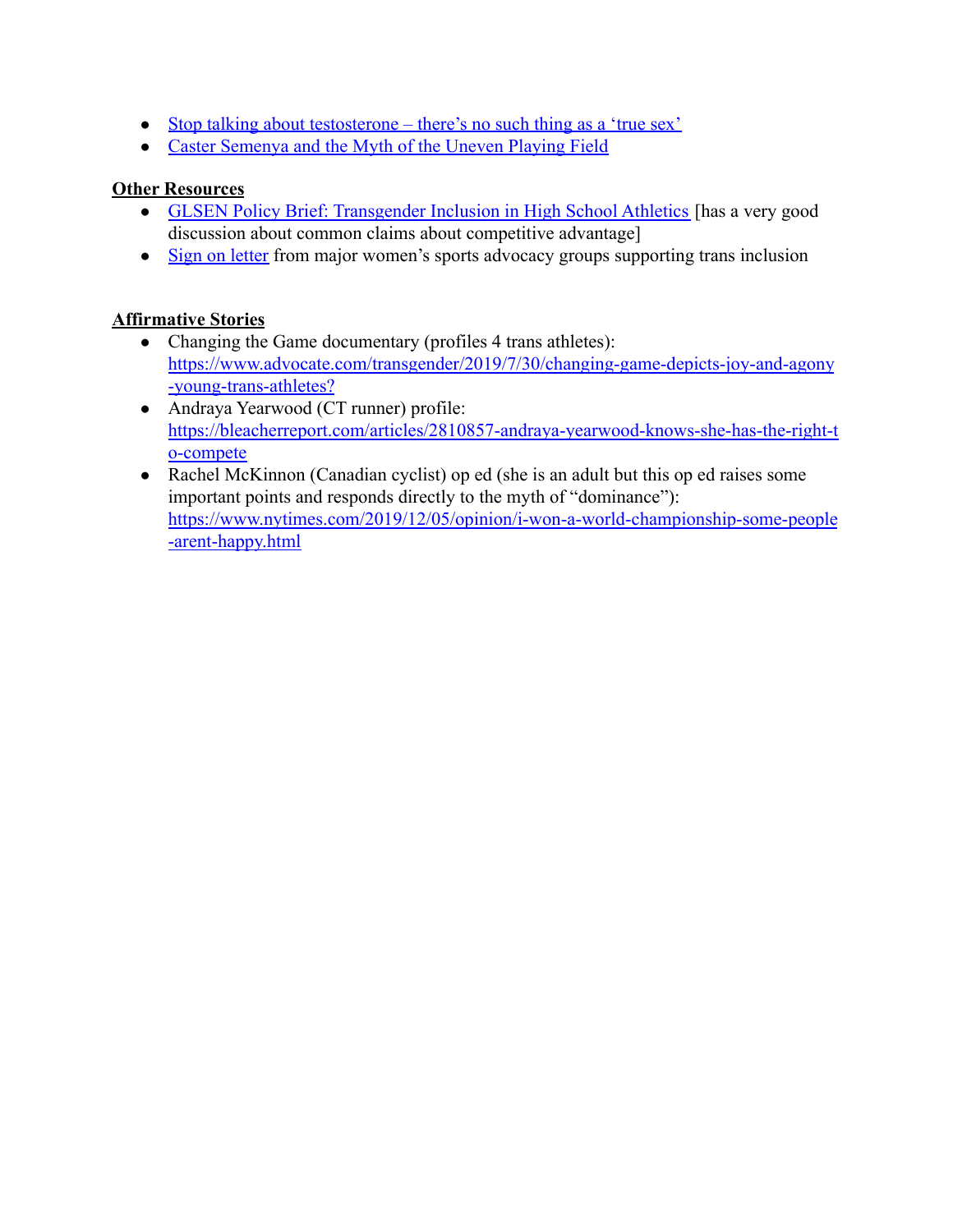- Stop talking about testosterone – there's no such thing as a 'true sex'
- Caster Semenya and the Myth of the Uneven Playing Field

**Other Resources**

- GLSEN Policy Brief: Transgender Inclusion in High School Athletics [has a very good discussion about common claims about competitive advantage]
- Sign on letter from major women's sports advocacy groups supporting trans inclusion

**Affirmative Stories**

- Changing the Game documentary (profiles 4 trans athletes): https://www.advocate.com/transgender/2019/7/30/changing-game-depicts-joy-and-agony-young-trans-athletes?
- Andraya Yearwood (CT runner) profile: https://bleacherreport.com/articles/2810857-andraya-yearwood-knows-she-has-the-right-to-compete
- Rachel McKinnon (Canadian cyclist) op ed (she is an adult but this op ed raises some important points and responds directly to the myth of "dominance"): https://www.nytimes.com/2019/12/05/opinion/i-won-a-world-championship-some-people-arent-happy.html